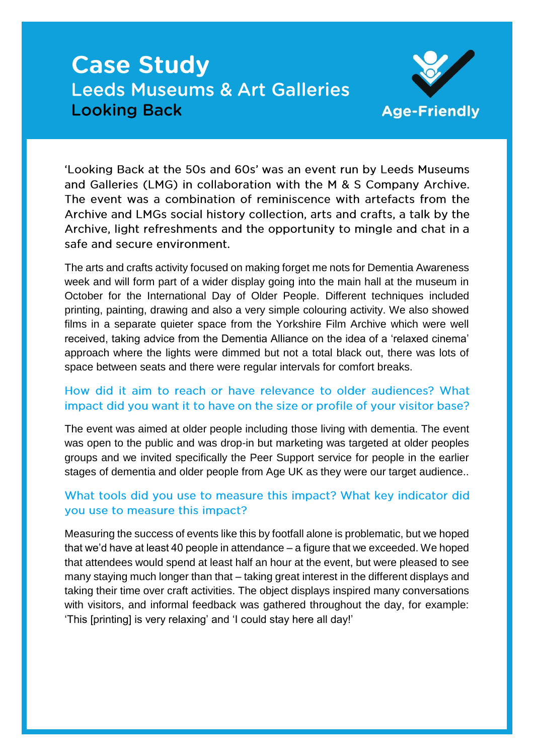# Case Study
## Leedsums & Art Galleries
### Looking Back

Age-Friendly

'Looking Back at the 50s and 60s' was an event run by Leeds Museums and Galleries (LMG) in collaboration with the M & S Company Archive. The event was a combination of reminiscence with artefacts from the Archive and LMGs social history collection, arts and crafts, a talk by the Archive, light refreshments and the opportunity to mingle and chat in a safe and secure environment.

The arts and crafts activity focused on making forget me nots for Dementia Awareness week and will form part of a wider display going into the main hall at the museum in October for the International Day of Older People. Different techniques included printing, painting, drawing and also a very simple colouring activity. We also showed films in a separate quieter space from the Yorkshire Film Archive which were well received, taking advice from the Dementia Alliance on the idea of a 'relaxed cinema' approach where the lights were dimmed but not a total black out, there was lots of space between seats and there were regular intervals for comfort breaks.

#### How did it aim to reach or have relevance to older audiences? What impact did you want it to have on the size or profile of your visitor base?

The event was aimed at older people including those living with dementia. The event was open to the public and was drop-in but marketing was targeted at older peoples groups and we invited specifically the Peer Support service for people in the earlier stages of dementia and older people from Age UK as they were our target audience..

#### What tools did you use to measure this impact? What key indicator did you use to measure this impact?

Measuring the success of events like this by footfall alone is problematic, but we hoped that we'd have at least 40 people in attendance – a figure that we exceeded. We hoped that attendees would spend at least half an hour at the event, but were pleased to see many staying much longer than that – taking great interest in the different displays and taking their time over craft activities. The object displays inspired many conversations with visitors, and informal feedback was gathered throughout the day, for example: 'This [printing] is very relaxing' and 'I could stay here all day!'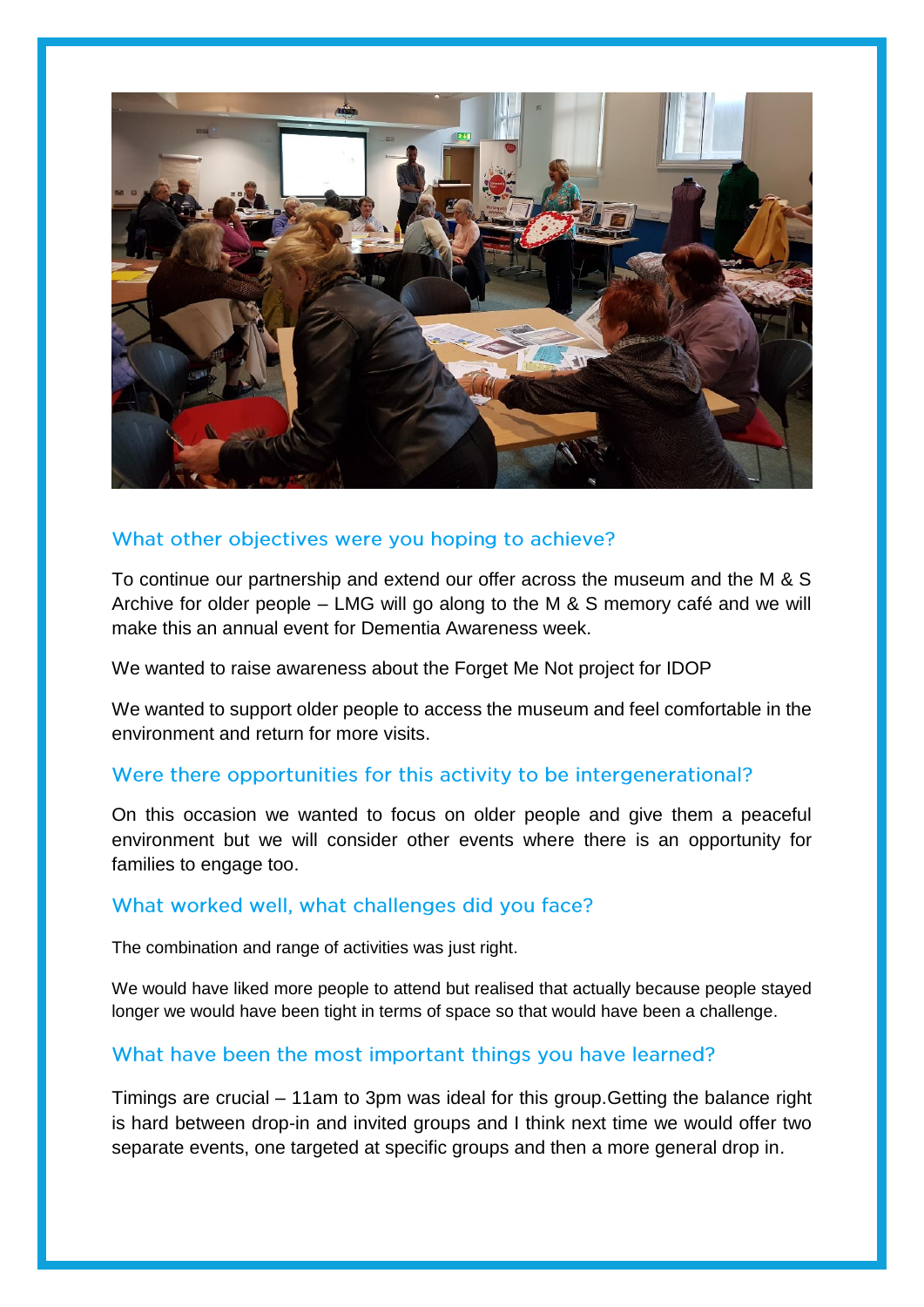## What other objectives were you hoping to achieve?

To continue our partnership and extend our offer across the museum and the M & S Archive for older people – LMG will go along to the M & S memory café and we will make this an annual event for Dementia Awareness week.

We wanted to raise awareness about the Forget Me Not project for IDOP

We wanted to support older people to access the museum and feel comfortable in the environment and return for more visits.

## Were there opportunities for this activity to be intergenerational?

On this occasion we wanted to focus on older people and give them a peaceful environment but we will consider other events where there is an opportunity for families to engage too.

## What worked well, what challenges did you face?

The combination and range of activities was just right.

We would have liked more people to attend but realised that actually because people stayed longer we would have been tight in terms of space so that would have been a challenge.

## What have been the most important things you have learned?

Timings are crucial – 11am to 3pm was ideal for this group.Getting the balance right is hard between drop-in and invited groups and I think next time we would offer two separate events, one targeted at specific groups and then a more general drop in.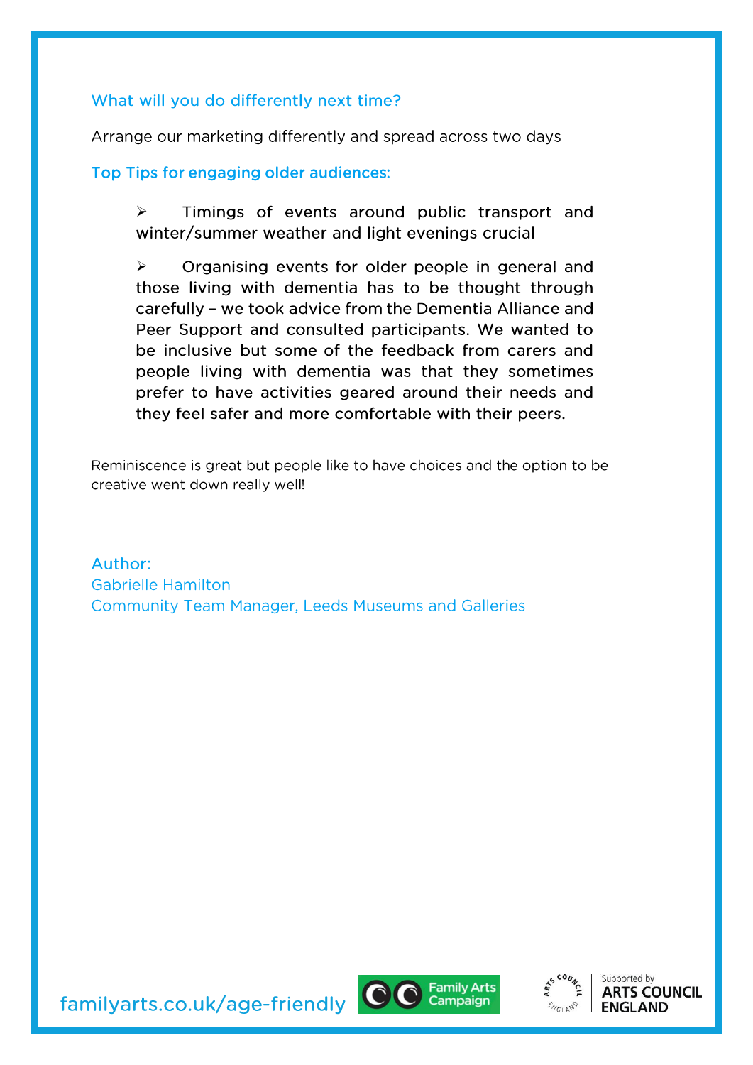### What will you do differently next time?

Arrange our marketing differently and spread across two days

### Top Tips for engaging older audiences:

- Timings of events around public transport and winter/summer weather and light evenings crucial
- Organising events for older people in general and those living with dementia has to be thought through carefully – we took advice from the Dementia Alliance and Peer Support and consulted participants. We wanted to be inclusive but some of the feedback from carers and people living with dementia was that they sometimes prefer to have activities geared around their needs and they feel safer and more comfortable with their peers.

Reminiscence is great but people like to have choices and the option to be creative went down really well!

Author:
Gabrielle Hamilton
Community Team Manager, Leeds Museums and Galleries

familyarts.co.uk/age-friendly